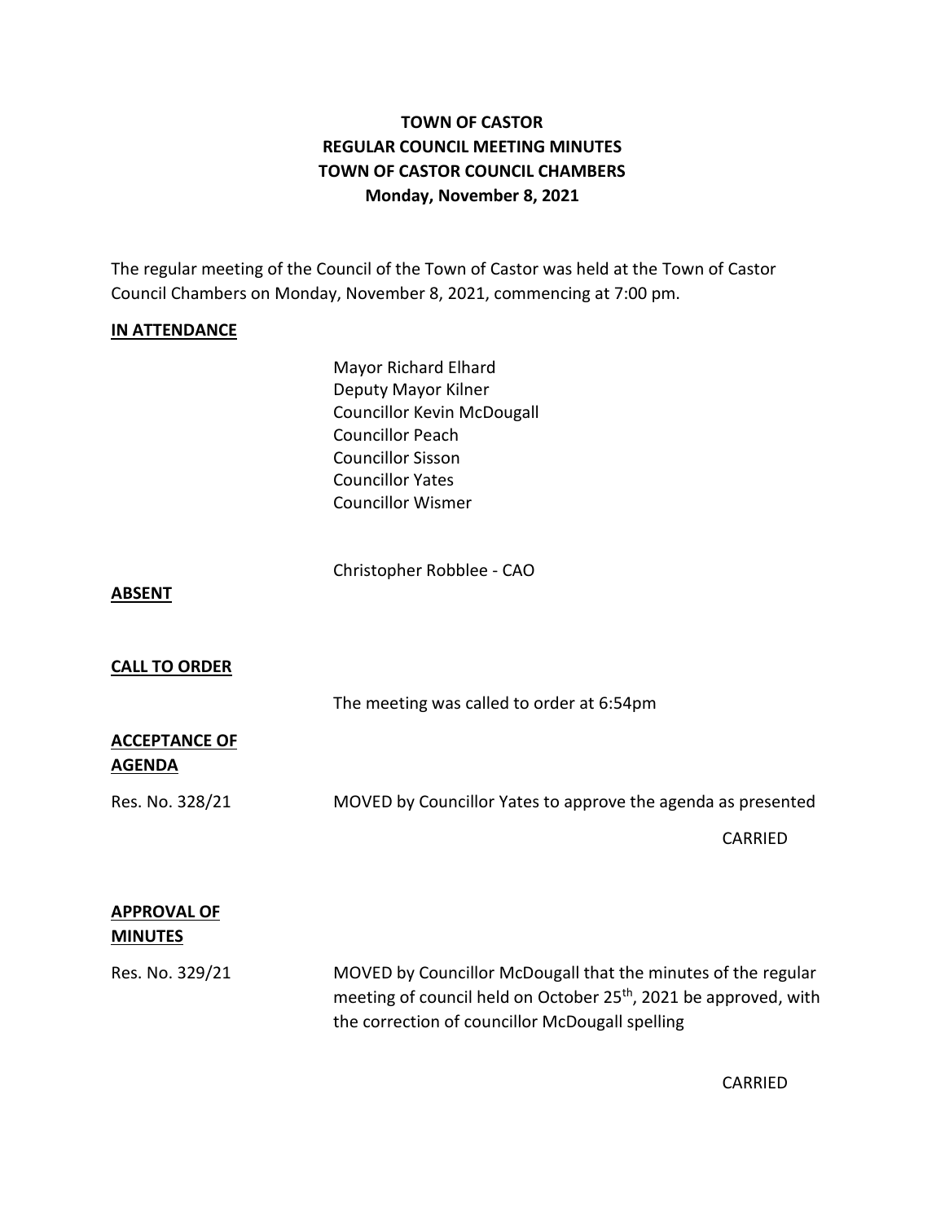# TOWN OF CASTOR
# REGULAR COUNCIL MEETING MINUTES
# TOWN OF CASTOR COUNCIL CHAMBERS
# Monday, November 8, 2021

The regular meeting of the Council of the Town of Castor was held at the Town of Castor Council Chambers on Monday, November 8, 2021, commencing at 7:00 pm.

**IN ATTENDANCE**

Mayor Richard Elhard
Deputy Mayor Kilner
Councillor Kevin McDougall
Councillor Peach
Councillor Sisson
Councillor Yates
Councillor Wismer

Christopher Robblee - CAO

**ABSENT**

**CALL TO ORDER**

The meeting was called to order at 6:54pm

**ACCEPTANCE OF AGENDA**

Res. No. 328/21 MOVED by Councillor Yates to approve the agenda as presented

CARRIED

**APPROVAL OF MINUTES**

Res. No. 329/21 MOVED by Councillor McDougall that the minutes of the regular meeting of council held on October 25th, 2021 be approved, with the correction of councillor McDougall spelling

CARRIED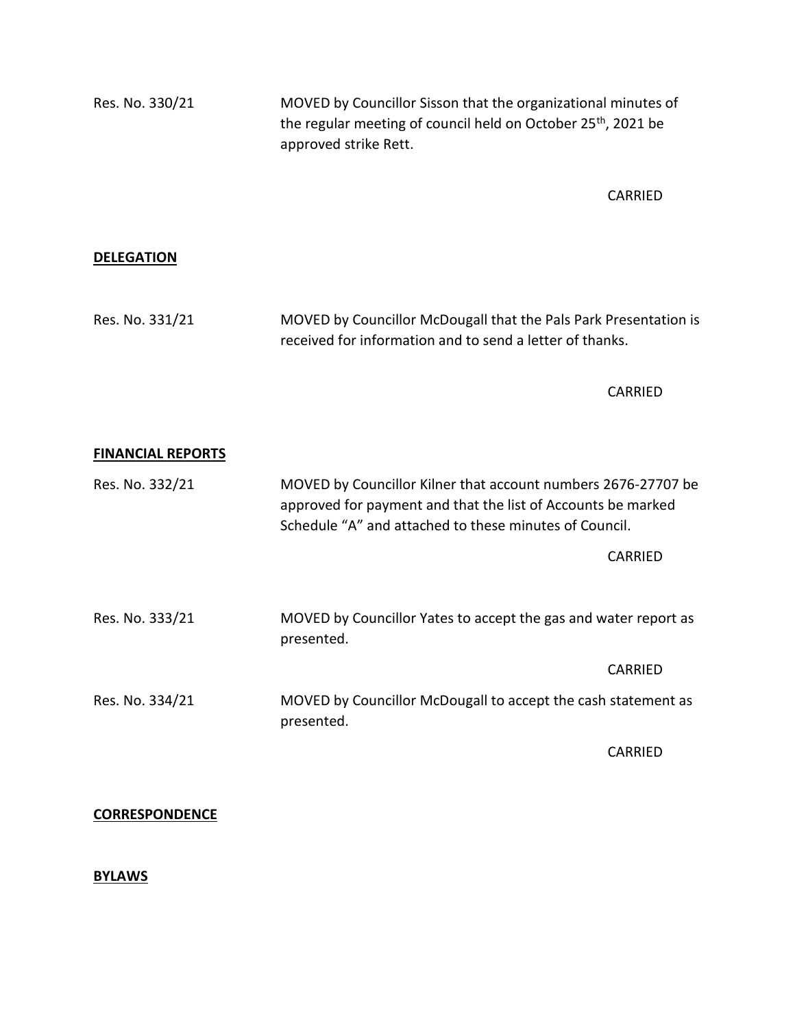Res. No. 330/21 MOVED by Councillor Sisson that the organizational minutes of the regular meeting of council held on October 25th, 2021 be approved strike Rett.

CARRIED

**DELEGATION**

Res. No. 331/21 MOVED by Councillor McDougall that the Pals Park Presentation is received for information and to send a letter of thanks.

CARRIED

**FINANCIAL REPORTS**

Res. No. 332/21 MOVED by Councillor Kilner that account numbers 2676-27707 be approved for payment and that the list of Accounts be marked Schedule "A" and attached to these minutes of Council.

CARRIED

Res. No. 333/21 MOVED by Councillor Yates to accept the gas and water report as presented.

CARRIED

Res. No. 334/21 MOVED by Councillor McDougall to accept the cash statement as presented.

CARRIED

**CORRESPONDENCE**

**BYLAWS**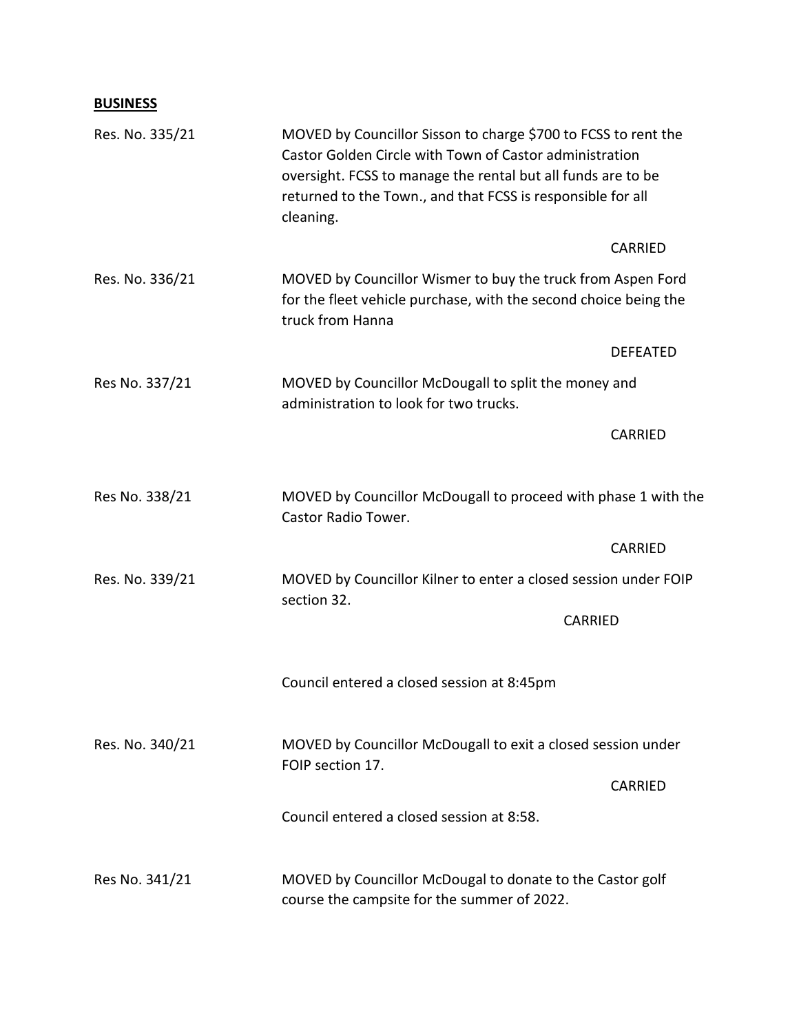**BUSINESS**

Res. No. 335/21 MOVED by Councillor Sisson to charge $700 to FCSS to rent the Castor Golden Circle with Town of Castor administration oversight. FCSS to manage the rental but all funds are to be returned to the Town., and that FCSS is responsible for all cleaning.

CARRIED

Res. No. 336/21 MOVED by Councillor Wismer to buy the truck from Aspen Ford for the fleet vehicle purchase, with the second choice being the truck from Hanna

DEFEATED

Res No. 337/21 MOVED by Councillor McDougall to split the money and administration to look for two trucks.

CARRIED

Res No. 338/21 MOVED by Councillor McDougall to proceed with phase 1 with the Castor Radio Tower.

CARRIED

Res. No. 339/21 MOVED by Councillor Kilner to enter a closed session under FOIP section 32.

CARRIED

Council entered a closed session at 8:45pm

Res. No. 340/21 MOVED by Councillor McDougall to exit a closed session under FOIP section 17.

CARRIED

Council entered a closed session at 8:58.

Res No. 341/21 MOVED by Councillor McDougal to donate to the Castor golf course the campsite for the summer of 2022.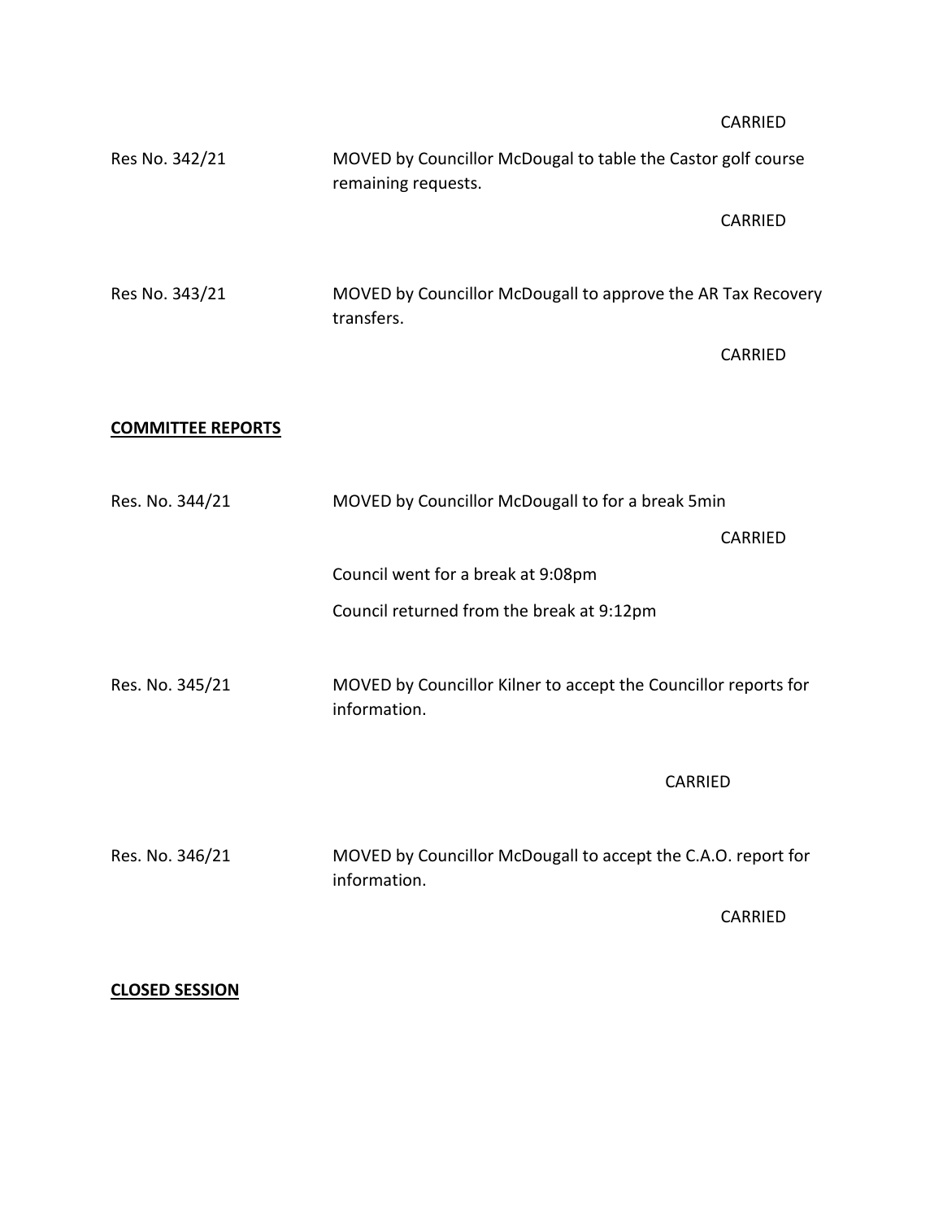CARRIED

Res No. 342/21 MOVED by Councillor McDougal to table the Castor golf course remaining requests.

CARRIED

Res No. 343/21 MOVED by Councillor McDougall to approve the AR Tax Recovery transfers.

CARRIED

**COMMITTEE REPORTS**

Res. No. 344/21 MOVED by Councillor McDougall to for a break 5min

CARRIED

Council went for a break at 9:08pm

Council returned from the break at 9:12pm

Res. No. 345/21 MOVED by Councillor Kilner to accept the Councillor reports for information.

CARRIED

Res. No. 346/21 MOVED by Councillor McDougall to accept the C.A.O. report for information.

CARRIED

**CLOSED SESSION**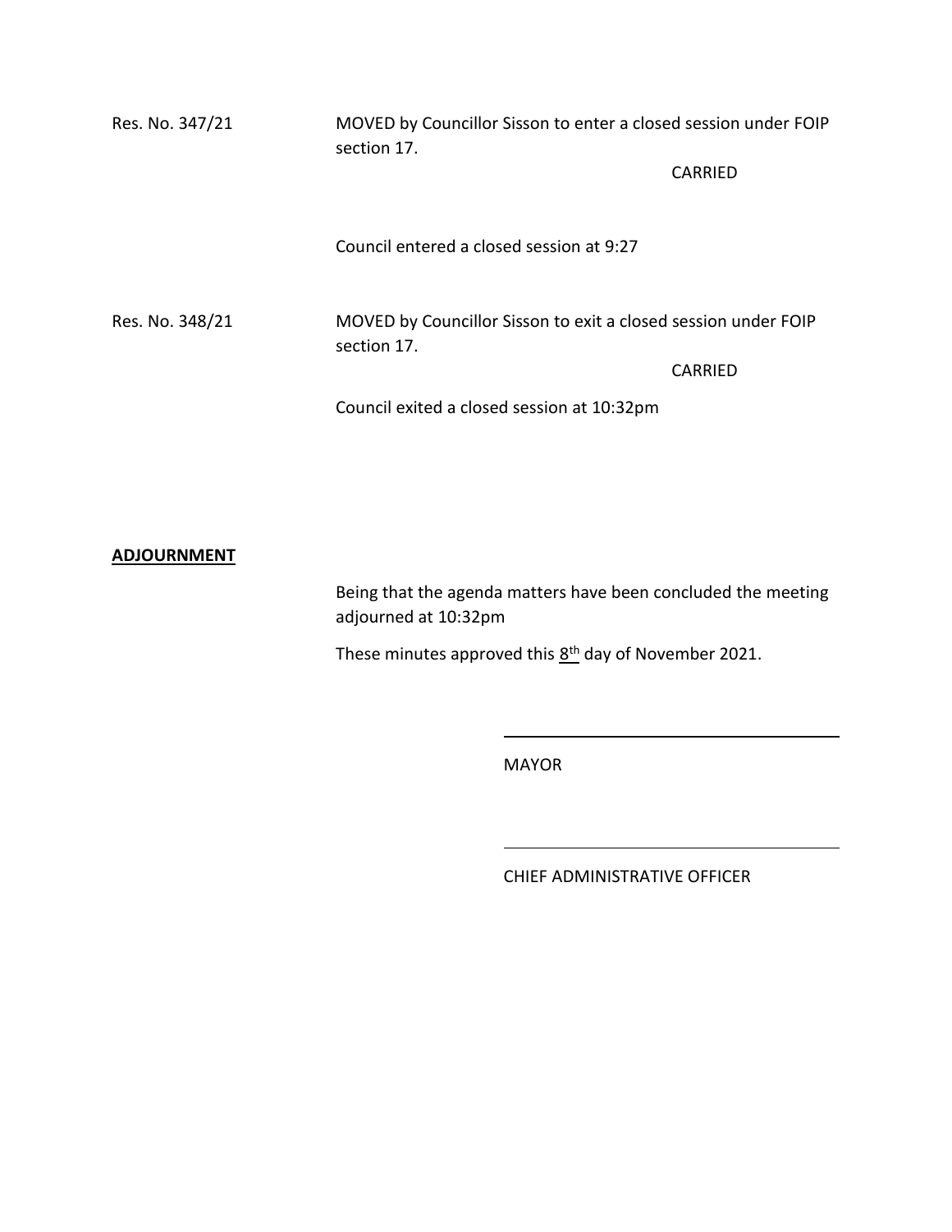Res. No. 347/21 MOVED by Councillor Sisson to enter a closed session under FOIP section 17.

CARRIED

Council entered a closed session at 9:27

Res. No. 348/21 MOVED by Councillor Sisson to exit a closed session under FOIP section 17.

CARRIED

Council exited a closed session at 10:32pm

**ADJOURNMENT**

Being that the agenda matters have been concluded the meeting adjourned at 10:32pm

These minutes approved this 8th day of November 2021.

MAYOR

CHIEF ADMINISTRATIVE OFFICER